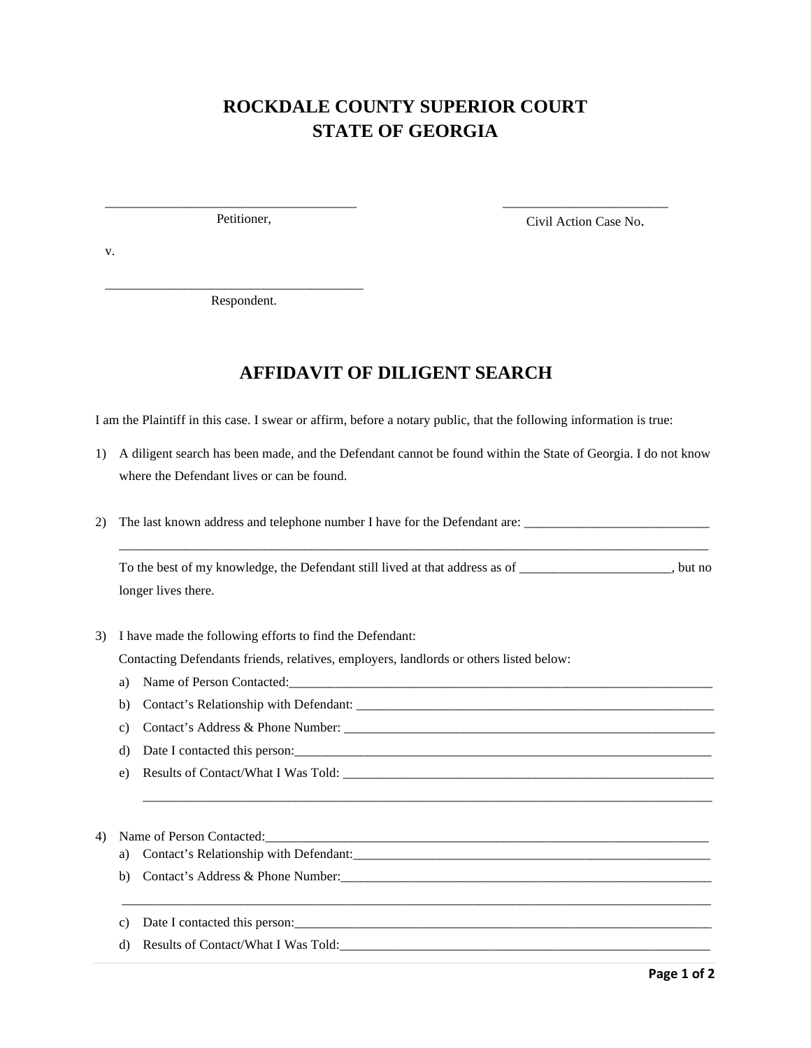# ROCKDALE COUNTY SUPERIOR COURT
# STATE OF GEORGIA

_____________________________________ Petitioner,

_________________________ Civil Action Case No.

v.

______________________________________ Respondent.

## AFFIDAVIT OF DILIGENT SEARCH

I am the Plaintiff in this case. I swear or affirm, before a notary public, that the following information is true:

1) A diligent search has been made, and the Defendant cannot be found within the State of Georgia. I do not know where the Defendant lives or can be found.

2) The last known address and telephone number I have for the Defendant are: ____________________________
_______________________________________________________________________________________________

   To the best of my knowledge, the Defendant still lived at that address as of _______________________, but no longer lives there.

3) I have made the following efforts to find the Defendant:

   Contacting Defendants friends, relatives, employers, landlords or others listed below:

   a) Name of Person Contacted:_____________________________________________________________________
   b) Contact's Relationship with Defendant: __________________________________________________________
   c) Contact's Address & Phone Number: _____________________________________________________________
   d) Date I contacted this person:___________________________________________________________________
   e) Results of Contact/What I Was Told: ____________________________________________________________
   _______________________________________________________________________________________________

4) Name of Person Contacted:_________________________________________________________________________

   a) Contact's Relationship with Defendant:___________________________________________________________
   b) Contact's Address & Phone Number:______________________________________________________________
   _______________________________________________________________________________________________
   c) Date I contacted this person:___________________________________________________________________
   d) Results of Contact/What I Was Told:_____________________________________________________________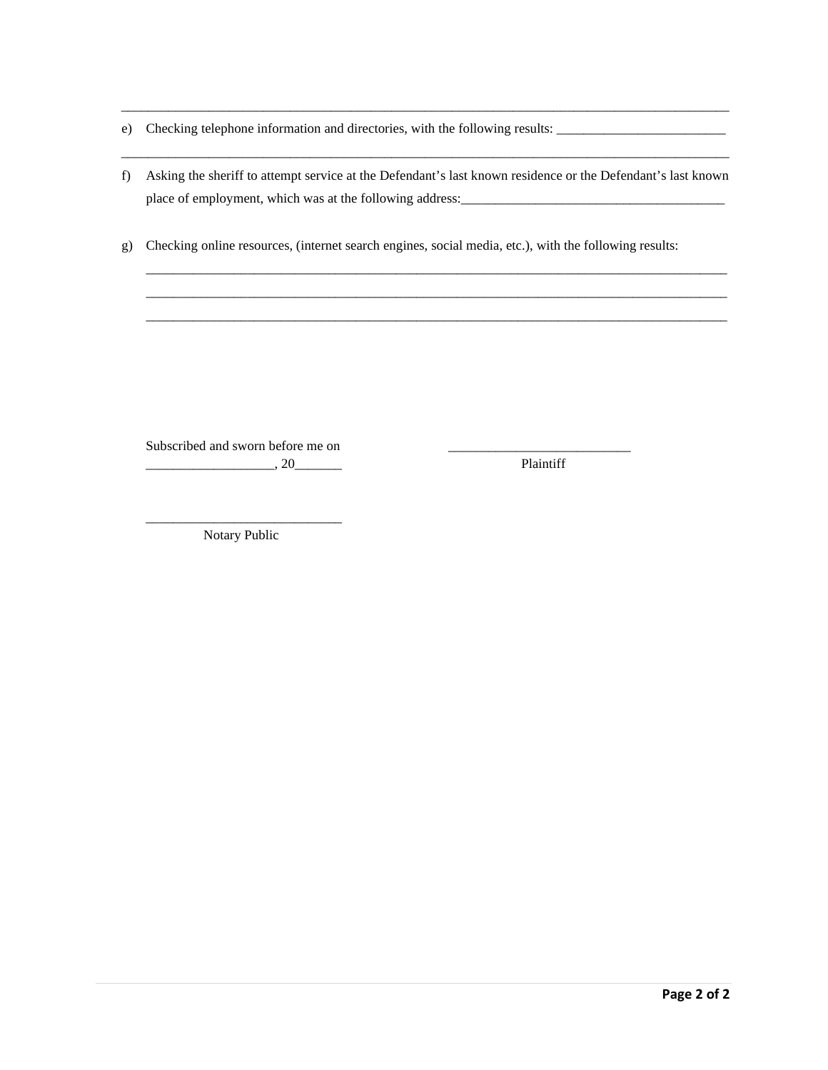\_\_\_\_\_\_\_\_\_\_\_\_\_\_\_\_\_\_\_\_\_\_\_\_\_\_\_\_\_\_\_\_\_\_\_\_\_\_\_\_\_\_\_\_\_\_\_\_\_\_\_\_\_\_\_\_\_\_\_\_\_\_\_\_\_\_\_\_\_\_\_\_\_\_\_\_\_\_\_\_\_\_\_\_\_\_\_\_\_\_

e) Checking telephone information and directories, with the following results: \_\_\_\_\_\_\_\_\_\_\_\_\_\_\_\_\_\_\_\_\_\_\_\_\_

\_\_\_\_\_\_\_\_\_\_\_\_\_\_\_\_\_\_\_\_\_\_\_\_\_\_\_\_\_\_\_\_\_\_\_\_\_\_\_\_\_\_\_\_\_\_\_\_\_\_\_\_\_\_\_\_\_\_\_\_\_\_\_\_\_\_\_\_\_\_\_\_\_\_\_\_\_\_\_\_\_\_\_\_\_\_\_\_\_\_

f) Asking the sheriff to attempt service at the Defendant's last known residence or the Defendant's last known place of employment, which was at the following address:\_\_\_\_\_\_\_\_\_\_\_\_\_\_\_\_\_\_\_\_\_\_\_\_\_\_\_\_\_\_\_\_\_\_\_\_\_\_\_

g) Checking online resources, (internet search engines, social media, etc.), with the following results:

\_\_\_\_\_\_\_\_\_\_\_\_\_\_\_\_\_\_\_\_\_\_\_\_\_\_\_\_\_\_\_\_\_\_\_\_\_\_\_\_\_\_\_\_\_\_\_\_\_\_\_\_\_\_\_\_\_\_\_\_\_\_\_\_\_\_\_\_\_\_\_\_\_\_\_\_\_\_\_\_\_\_\_\_\_\_\_

\_\_\_\_\_\_\_\_\_\_\_\_\_\_\_\_\_\_\_\_\_\_\_\_\_\_\_\_\_\_\_\_\_\_\_\_\_\_\_\_\_\_\_\_\_\_\_\_\_\_\_\_\_\_\_\_\_\_\_\_\_\_\_\_\_\_\_\_\_\_\_\_\_\_\_\_\_\_\_\_\_\_\_\_\_\_\_

\_\_\_\_\_\_\_\_\_\_\_\_\_\_\_\_\_\_\_\_\_\_\_\_\_\_\_\_\_\_\_\_\_\_\_\_\_\_\_\_\_\_\_\_\_\_\_\_\_\_\_\_\_\_\_\_\_\_\_\_\_\_\_\_\_\_\_\_\_\_\_\_\_\_\_\_\_\_\_\_\_\_\_\_\_\_\_

Subscribed and sworn before me on
\_\_\_\_\_\_\_\_\_\_\_\_\_\_\_\_\_\_\_, 20\_\_\_\_\_\_\_

\_\_\_\_\_\_\_\_\_\_\_\_\_\_\_\_\_\_\_\_\_\_\_\_\_\_\_
Plaintiff

\_\_\_\_\_\_\_\_\_\_\_\_\_\_\_\_\_\_\_\_\_\_\_\_\_\_\_\_
Notary Public